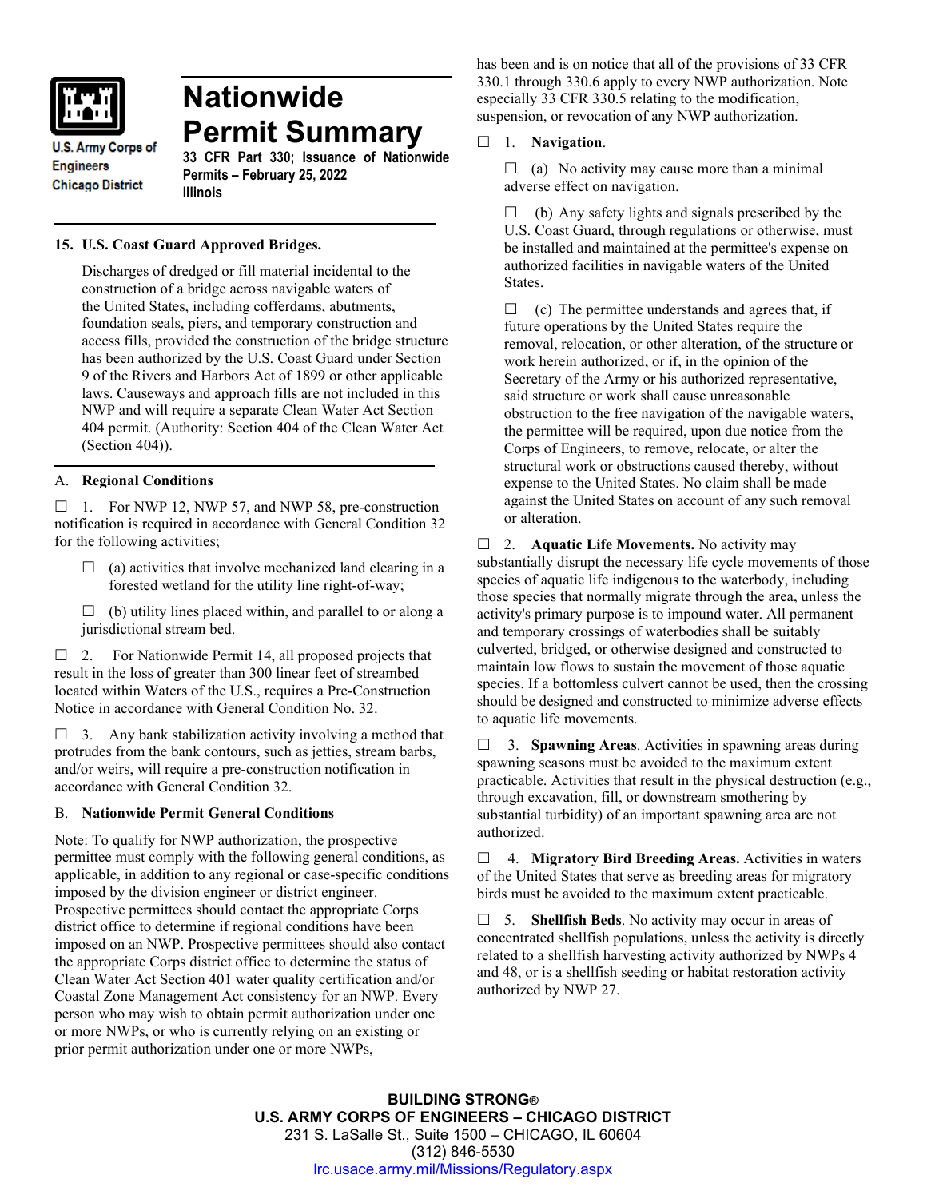U.S. Army Corps of Engineers
Chicago District

# Nationwide Permit Summary

**33 CFR Part 330; Issuance of Nationwide Permits – February 25, 2022**
**Illinois**

**15. U.S. Coast Guard Approved Bridges.**

Discharges of dredged or fill material incidental to the construction of a bridge across navigable waters of the United States, including cofferdams, abutments, foundation seals, piers, and temporary construction and access fills, provided the construction of the bridge structure has been authorized by the U.S. Coast Guard under Section 9 of the Rivers and Harbors Act of 1899 or other applicable laws. Causeways and approach fills are not included in this NWP and will require a separate Clean Water Act Section 404 permit. (Authority: Section 404 of the Clean Water Act (Section 404)).

## A. Regional Conditions

☐ 1. For NWP 12, NWP 57, and NWP 58, pre-construction notification is required in accordance with General Condition 32 for the following activities;

☐ (a) activities that involve mechanized land clearing in a forested wetland for the utility line right-of-way;

☐ (b) utility lines placed within, and parallel to or along a jurisdictional stream bed.

☐ 2. For Nationwide Permit 14, all proposed projects that result in the loss of greater than 300 linear feet of streambed located within Waters of the U.S., requires a Pre-Construction Notice in accordance with General Condition No. 32.

☐ 3. Any bank stabilization activity involving a method that protrudes from the bank contours, such as jetties, stream barbs, and/or weirs, will require a pre-construction notification in accordance with General Condition 32.

## B. Nationwide Permit General Conditions

Note: To qualify for NWP authorization, the prospective permittee must comply with the following general conditions, as applicable, in addition to any regional or case-specific conditions imposed by the division engineer or district engineer. Prospective permittees should contact the appropriate Corps district office to determine if regional conditions have been imposed on an NWP. Prospective permittees should also contact the appropriate Corps district office to determine the status of Clean Water Act Section 401 water quality certification and/or Coastal Zone Management Act consistency for an NWP. Every person who may wish to obtain permit authorization under one or more NWPs, or who is currently relying on an existing or prior permit authorization under one or more NWPs, has been and is on notice that all of the provisions of 33 CFR 330.1 through 330.6 apply to every NWP authorization. Note especially 33 CFR 330.5 relating to the modification, suspension, or revocation of any NWP authorization.

☐ 1. **Navigation**.

☐ (a) No activity may cause more than a minimal adverse effect on navigation.

☐ (b) Any safety lights and signals prescribed by the U.S. Coast Guard, through regulations or otherwise, must be installed and maintained at the permittee's expense on authorized facilities in navigable waters of the United States.

☐ (c) The permittee understands and agrees that, if future operations by the United States require the removal, relocation, or other alteration, of the structure or work herein authorized, or if, in the opinion of the Secretary of the Army or his authorized representative, said structure or work shall cause unreasonable obstruction to the free navigation of the navigable waters, the permittee will be required, upon due notice from the Corps of Engineers, to remove, relocate, or alter the structural work or obstructions caused thereby, without expense to the United States. No claim shall be made against the United States on account of any such removal or alteration.

☐ 2. **Aquatic Life Movements.** No activity may substantially disrupt the necessary life cycle movements of those species of aquatic life indigenous to the waterbody, including those species that normally migrate through the area, unless the activity's primary purpose is to impound water. All permanent and temporary crossings of waterbodies shall be suitably culverted, bridged, or otherwise designed and constructed to maintain low flows to sustain the movement of those aquatic species. If a bottomless culvert cannot be used, then the crossing should be designed and constructed to minimize adverse effects to aquatic life movements.

☐ 3. **Spawning Areas**. Activities in spawning areas during spawning seasons must be avoided to the maximum extent practicable. Activities that result in the physical destruction (e.g., through excavation, fill, or downstream smothering by substantial turbidity) of an important spawning area are not authorized.

☐ 4. **Migratory Bird Breeding Areas.** Activities in waters of the United States that serve as breeding areas for migratory birds must be avoided to the maximum extent practicable.

☐ 5. **Shellfish Beds**. No activity may occur in areas of concentrated shellfish populations, unless the activity is directly related to a shellfish harvesting activity authorized by NWPs 4 and 48, or is a shellfish seeding or habitat restoration activity authorized by NWP 27.

**BUILDING STRONG®**
**U.S. ARMY CORPS OF ENGINEERS – CHICAGO DISTRICT**
231 S. LaSalle St., Suite 1500 – CHICAGO, IL 60604
(312) 846-5530
lrc.usace.army.mil/Missions/Regulatory.aspx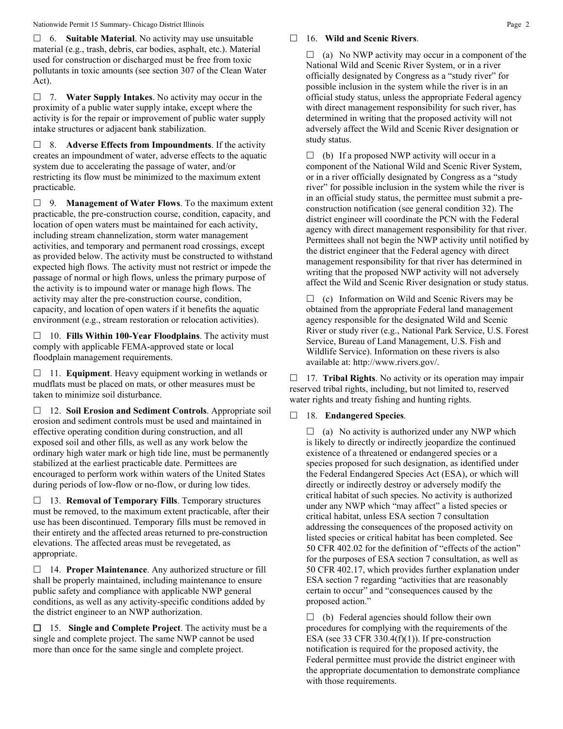☐ 6. **Suitable Material**. No activity may use unsuitable material (e.g., trash, debris, car bodies, asphalt, etc.). Material used for construction or discharged must be free from toxic pollutants in toxic amounts (see section 307 of the Clean Water Act).

☐ 7. **Water Supply Intakes**. No activity may occur in the proximity of a public water supply intake, except where the activity is for the repair or improvement of public water supply intake structures or adjacent bank stabilization.

☐ 8. **Adverse Effects from Impoundments**. If the activity creates an impoundment of water, adverse effects to the aquatic system due to accelerating the passage of water, and/or restricting its flow must be minimized to the maximum extent practicable.

☐ 9. **Management of Water Flows**. To the maximum extent practicable, the pre-construction course, condition, capacity, and location of open waters must be maintained for each activity, including stream channelization, storm water management activities, and temporary and permanent road crossings, except as provided below. The activity must be constructed to withstand expected high flows. The activity must not restrict or impede the passage of normal or high flows, unless the primary purpose of the activity is to impound water or manage high flows. The activity may alter the pre-construction course, condition, capacity, and location of open waters if it benefits the aquatic environment (e.g., stream restoration or relocation activities).

☐ 10. **Fills Within 100-Year Floodplains**. The activity must comply with applicable FEMA-approved state or local floodplain management requirements.

☐ 11. **Equipment**. Heavy equipment working in wetlands or mudflats must be placed on mats, or other measures must be taken to minimize soil disturbance.

☐ 12. **Soil Erosion and Sediment Controls**. Appropriate soil erosion and sediment controls must be used and maintained in effective operating condition during construction, and all exposed soil and other fills, as well as any work below the ordinary high water mark or high tide line, must be permanently stabilized at the earliest practicable date. Permittees are encouraged to perform work within waters of the United States during periods of low-flow or no-flow, or during low tides.

☐ 13. **Removal of Temporary Fills**. Temporary structures must be removed, to the maximum extent practicable, after their use has been discontinued. Temporary fills must be removed in their entirety and the affected areas returned to pre-construction elevations. The affected areas must be revegetated, as appropriate.

☐ 14. **Proper Maintenance**. Any authorized structure or fill shall be properly maintained, including maintenance to ensure public safety and compliance with applicable NWP general conditions, as well as any activity-specific conditions added by the district engineer to an NWP authorization.

☐ 15. **Single and Complete Project**. The activity must be a single and complete project. The same NWP cannot be used more than once for the same single and complete project.

☐ 16. **Wild and Scenic Rivers**.

☐ (a) No NWP activity may occur in a component of the National Wild and Scenic River System, or in a river officially designated by Congress as a "study river" for possible inclusion in the system while the river is in an official study status, unless the appropriate Federal agency with direct management responsibility for such river, has determined in writing that the proposed activity will not adversely affect the Wild and Scenic River designation or study status.

☐ (b) If a proposed NWP activity will occur in a component of the National Wild and Scenic River System, or in a river officially designated by Congress as a "study river" for possible inclusion in the system while the river is in an official study status, the permittee must submit a pre-construction notification (see general condition 32). The district engineer will coordinate the PCN with the Federal agency with direct management responsibility for that river. Permittees shall not begin the NWP activity until notified by the district engineer that the Federal agency with direct management responsibility for that river has determined in writing that the proposed NWP activity will not adversely affect the Wild and Scenic River designation or study status.

☐ (c) Information on Wild and Scenic Rivers may be obtained from the appropriate Federal land management agency responsible for the designated Wild and Scenic River or study river (e.g., National Park Service, U.S. Forest Service, Bureau of Land Management, U.S. Fish and Wildlife Service). Information on these rivers is also available at: http://www.rivers.gov/.

☐ 17. **Tribal Rights**. No activity or its operation may impair reserved tribal rights, including, but not limited to, reserved water rights and treaty fishing and hunting rights.

☐ 18. **Endangered Species**.

☐ (a) No activity is authorized under any NWP which is likely to directly or indirectly jeopardize the continued existence of a threatened or endangered species or a species proposed for such designation, as identified under the Federal Endangered Species Act (ESA), or which will directly or indirectly destroy or adversely modify the critical habitat of such species. No activity is authorized under any NWP which "may affect" a listed species or critical habitat, unless ESA section 7 consultation addressing the consequences of the proposed activity on listed species or critical habitat has been completed. See 50 CFR 402.02 for the definition of "effects of the action" for the purposes of ESA section 7 consultation, as well as 50 CFR 402.17, which provides further explanation under ESA section 7 regarding "activities that are reasonably certain to occur" and "consequences caused by the proposed action."

☐ (b) Federal agencies should follow their own procedures for complying with the requirements of the ESA (see 33 CFR 330.4(f)(1)). If pre-construction notification is required for the proposed activity, the Federal permittee must provide the district engineer with the appropriate documentation to demonstrate compliance with those requirements.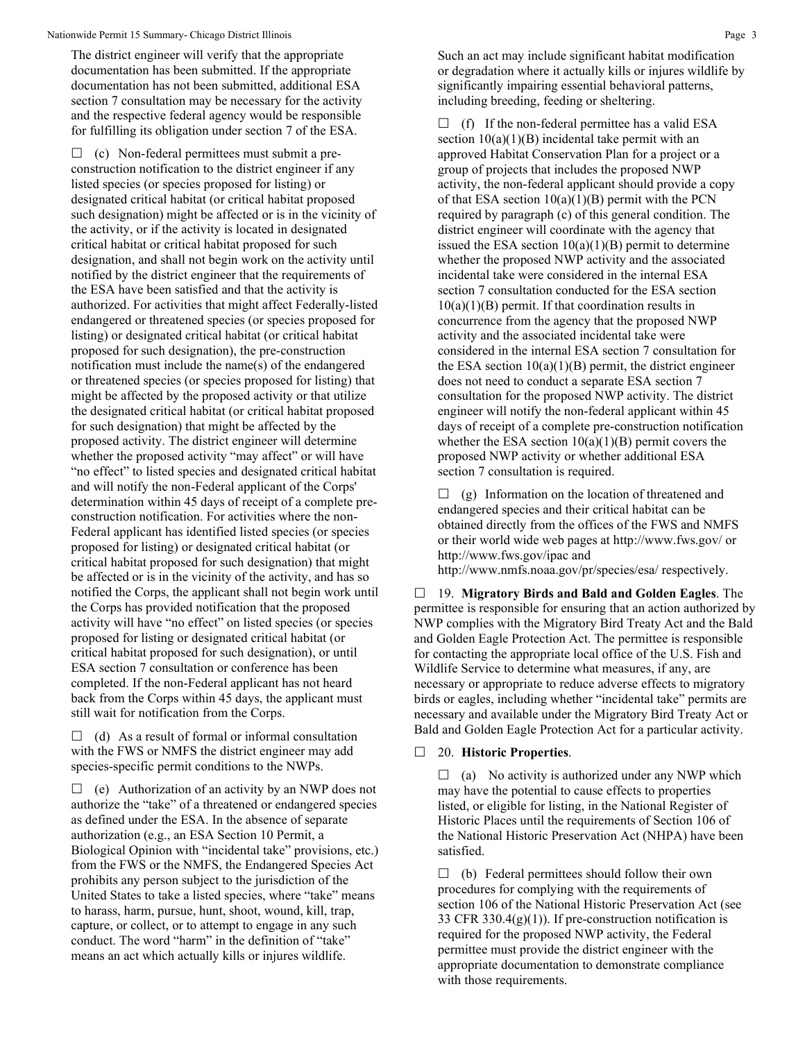The district engineer will verify that the appropriate documentation has been submitted. If the appropriate documentation has not been submitted, additional ESA section 7 consultation may be necessary for the activity and the respective federal agency would be responsible for fulfilling its obligation under section 7 of the ESA.

☐ (c) Non-federal permittees must submit a pre-construction notification to the district engineer if any listed species (or species proposed for listing) or designated critical habitat (or critical habitat proposed such designation) might be affected or is in the vicinity of the activity, or if the activity is located in designated critical habitat or critical habitat proposed for such designation, and shall not begin work on the activity until notified by the district engineer that the requirements of the ESA have been satisfied and that the activity is authorized. For activities that might affect Federally-listed endangered or threatened species (or species proposed for listing) or designated critical habitat (or critical habitat proposed for such designation), the pre-construction notification must include the name(s) of the endangered or threatened species (or species proposed for listing) that might be affected by the proposed activity or that utilize the designated critical habitat (or critical habitat proposed for such designation) that might be affected by the proposed activity. The district engineer will determine whether the proposed activity "may affect" or will have "no effect" to listed species and designated critical habitat and will notify the non-Federal applicant of the Corps' determination within 45 days of receipt of a complete pre-construction notification. For activities where the non-Federal applicant has identified listed species (or species proposed for listing) or designated critical habitat (or critical habitat proposed for such designation) that might be affected or is in the vicinity of the activity, and has so notified the Corps, the applicant shall not begin work until the Corps has provided notification that the proposed activity will have "no effect" on listed species (or species proposed for listing or designated critical habitat (or critical habitat proposed for such designation), or until ESA section 7 consultation or conference has been completed. If the non-Federal applicant has not heard back from the Corps within 45 days, the applicant must still wait for notification from the Corps.

☐ (d) As a result of formal or informal consultation with the FWS or NMFS the district engineer may add species-specific permit conditions to the NWPs.

☐ (e) Authorization of an activity by an NWP does not authorize the "take" of a threatened or endangered species as defined under the ESA. In the absence of separate authorization (e.g., an ESA Section 10 Permit, a Biological Opinion with "incidental take" provisions, etc.) from the FWS or the NMFS, the Endangered Species Act prohibits any person subject to the jurisdiction of the United States to take a listed species, where "take" means to harass, harm, pursue, hunt, shoot, wound, kill, trap, capture, or collect, or to attempt to engage in any such conduct. The word "harm" in the definition of "take" means an act which actually kills or injures wildlife. Such an act may include significant habitat modification or degradation where it actually kills or injures wildlife by significantly impairing essential behavioral patterns, including breeding, feeding or sheltering.

☐ (f) If the non-federal permittee has a valid ESA section 10(a)(1)(B) incidental take permit with an approved Habitat Conservation Plan for a project or a group of projects that includes the proposed NWP activity, the non-federal applicant should provide a copy of that ESA section 10(a)(1)(B) permit with the PCN required by paragraph (c) of this general condition. The district engineer will coordinate with the agency that issued the ESA section 10(a)(1)(B) permit to determine whether the proposed NWP activity and the associated incidental take were considered in the internal ESA section 7 consultation conducted for the ESA section 10(a)(1)(B) permit. If that coordination results in concurrence from the agency that the proposed NWP activity and the associated incidental take were considered in the internal ESA section 7 consultation for the ESA section 10(a)(1)(B) permit, the district engineer does not need to conduct a separate ESA section 7 consultation for the proposed NWP activity. The district engineer will notify the non-federal applicant within 45 days of receipt of a complete pre-construction notification whether the ESA section 10(a)(1)(B) permit covers the proposed NWP activity or whether additional ESA section 7 consultation is required.

☐ (g) Information on the location of threatened and endangered species and their critical habitat can be obtained directly from the offices of the FWS and NMFS or their world wide web pages at http://www.fws.gov/ or http://www.fws.gov/ipac and http://www.nmfs.noaa.gov/pr/species/esa/ respectively.

☐ 19. **Migratory Birds and Bald and Golden Eagles**. The permittee is responsible for ensuring that an action authorized by NWP complies with the Migratory Bird Treaty Act and the Bald and Golden Eagle Protection Act. The permittee is responsible for contacting the appropriate local office of the U.S. Fish and Wildlife Service to determine what measures, if any, are necessary or appropriate to reduce adverse effects to migratory birds or eagles, including whether "incidental take" permits are necessary and available under the Migratory Bird Treaty Act or Bald and Golden Eagle Protection Act for a particular activity.

☐ 20. **Historic Properties**.

☐ (a) No activity is authorized under any NWP which may have the potential to cause effects to properties listed, or eligible for listing, in the National Register of Historic Places until the requirements of Section 106 of the National Historic Preservation Act (NHPA) have been satisfied.

☐ (b) Federal permittees should follow their own procedures for complying with the requirements of section 106 of the National Historic Preservation Act (see 33 CFR 330.4(g)(1)). If pre-construction notification is required for the proposed NWP activity, the Federal permittee must provide the district engineer with the appropriate documentation to demonstrate compliance with those requirements.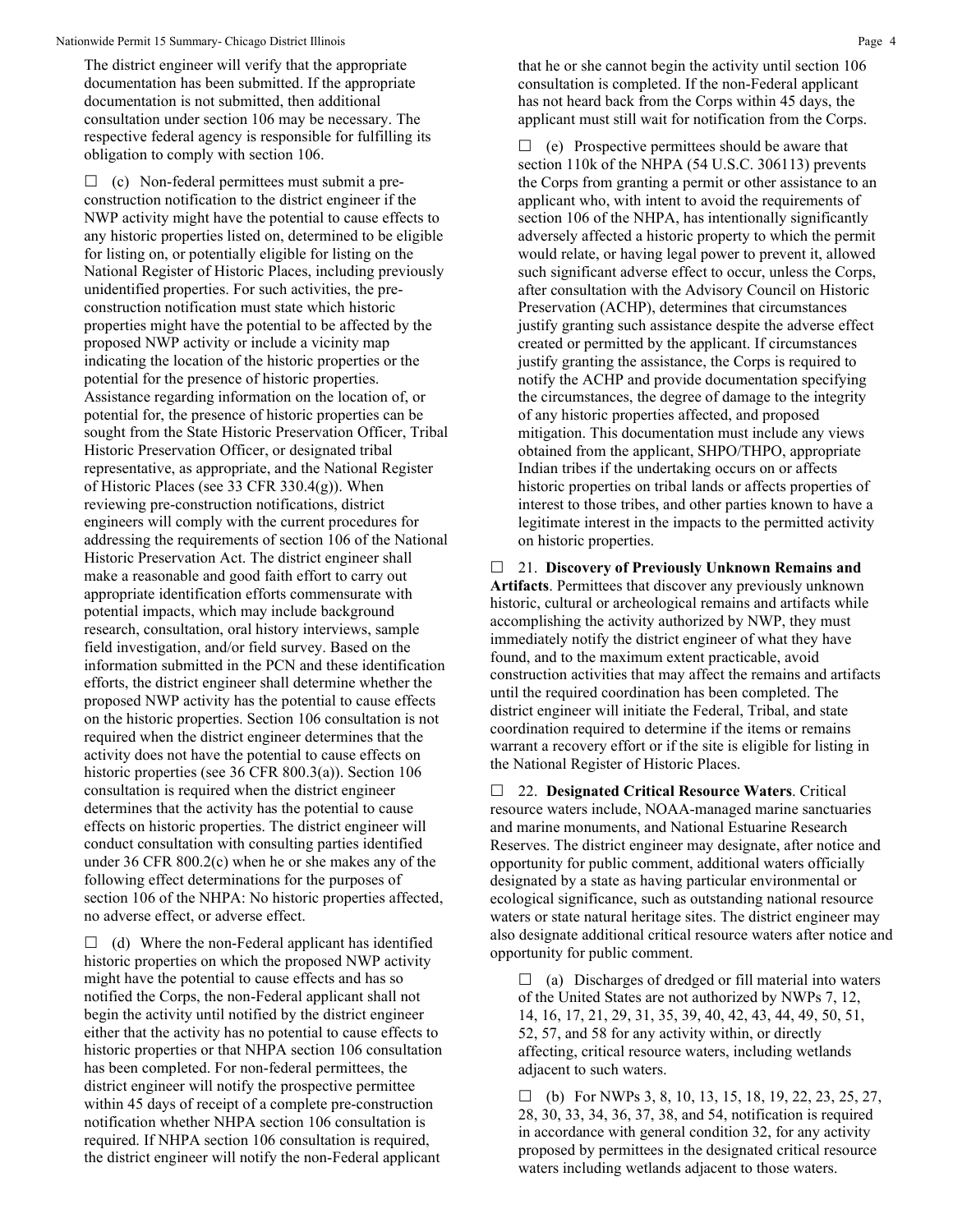The district engineer will verify that the appropriate documentation has been submitted. If the appropriate documentation is not submitted, then additional consultation under section 106 may be necessary. The respective federal agency is responsible for fulfilling its obligation to comply with section 106.

☐ (c) Non-federal permittees must submit a pre-construction notification to the district engineer if the NWP activity might have the potential to cause effects to any historic properties listed on, determined to be eligible for listing on, or potentially eligible for listing on the National Register of Historic Places, including previously unidentified properties. For such activities, the pre-construction notification must state which historic properties might have the potential to be affected by the proposed NWP activity or include a vicinity map indicating the location of the historic properties or the potential for the presence of historic properties. Assistance regarding information on the location of, or potential for, the presence of historic properties can be sought from the State Historic Preservation Officer, Tribal Historic Preservation Officer, or designated tribal representative, as appropriate, and the National Register of Historic Places (see 33 CFR 330.4(g)). When reviewing pre-construction notifications, district engineers will comply with the current procedures for addressing the requirements of section 106 of the National Historic Preservation Act. The district engineer shall make a reasonable and good faith effort to carry out appropriate identification efforts commensurate with potential impacts, which may include background research, consultation, oral history interviews, sample field investigation, and/or field survey. Based on the information submitted in the PCN and these identification efforts, the district engineer shall determine whether the proposed NWP activity has the potential to cause effects on the historic properties. Section 106 consultation is not required when the district engineer determines that the activity does not have the potential to cause effects on historic properties (see 36 CFR 800.3(a)). Section 106 consultation is required when the district engineer determines that the activity has the potential to cause effects on historic properties. The district engineer will conduct consultation with consulting parties identified under 36 CFR 800.2(c) when he or she makes any of the following effect determinations for the purposes of section 106 of the NHPA: No historic properties affected, no adverse effect, or adverse effect.

☐ (d) Where the non-Federal applicant has identified historic properties on which the proposed NWP activity might have the potential to cause effects and has so notified the Corps, the non-Federal applicant shall not begin the activity until notified by the district engineer either that the activity has no potential to cause effects to historic properties or that NHPA section 106 consultation has been completed. For non-federal permittees, the district engineer will notify the prospective permittee within 45 days of receipt of a complete pre-construction notification whether NHPA section 106 consultation is required. If NHPA section 106 consultation is required, the district engineer will notify the non-Federal applicant that he or she cannot begin the activity until section 106 consultation is completed. If the non-Federal applicant has not heard back from the Corps within 45 days, the applicant must still wait for notification from the Corps.

☐ (e) Prospective permittees should be aware that section 110k of the NHPA (54 U.S.C. 306113) prevents the Corps from granting a permit or other assistance to an applicant who, with intent to avoid the requirements of section 106 of the NHPA, has intentionally significantly adversely affected a historic property to which the permit would relate, or having legal power to prevent it, allowed such significant adverse effect to occur, unless the Corps, after consultation with the Advisory Council on Historic Preservation (ACHP), determines that circumstances justify granting such assistance despite the adverse effect created or permitted by the applicant. If circumstances justify granting the assistance, the Corps is required to notify the ACHP and provide documentation specifying the circumstances, the degree of damage to the integrity of any historic properties affected, and proposed mitigation. This documentation must include any views obtained from the applicant, SHPO/THPO, appropriate Indian tribes if the undertaking occurs on or affects historic properties on tribal lands or affects properties of interest to those tribes, and other parties known to have a legitimate interest in the impacts to the permitted activity on historic properties.

☐ 21. **Discovery of Previously Unknown Remains and Artifacts**. Permittees that discover any previously unknown historic, cultural or archeological remains and artifacts while accomplishing the activity authorized by NWP, they must immediately notify the district engineer of what they have found, and to the maximum extent practicable, avoid construction activities that may affect the remains and artifacts until the required coordination has been completed. The district engineer will initiate the Federal, Tribal, and state coordination required to determine if the items or remains warrant a recovery effort or if the site is eligible for listing in the National Register of Historic Places.

☐ 22. **Designated Critical Resource Waters**. Critical resource waters include, NOAA-managed marine sanctuaries and marine monuments, and National Estuarine Research Reserves. The district engineer may designate, after notice and opportunity for public comment, additional waters officially designated by a state as having particular environmental or ecological significance, such as outstanding national resource waters or state natural heritage sites. The district engineer may also designate additional critical resource waters after notice and opportunity for public comment.

☐ (a) Discharges of dredged or fill material into waters of the United States are not authorized by NWPs 7, 12, 14, 16, 17, 21, 29, 31, 35, 39, 40, 42, 43, 44, 49, 50, 51, 52, 57, and 58 for any activity within, or directly affecting, critical resource waters, including wetlands adjacent to such waters.

☐ (b) For NWPs 3, 8, 10, 13, 15, 18, 19, 22, 23, 25, 27, 28, 30, 33, 34, 36, 37, 38, and 54, notification is required in accordance with general condition 32, for any activity proposed by permittees in the designated critical resource waters including wetlands adjacent to those waters.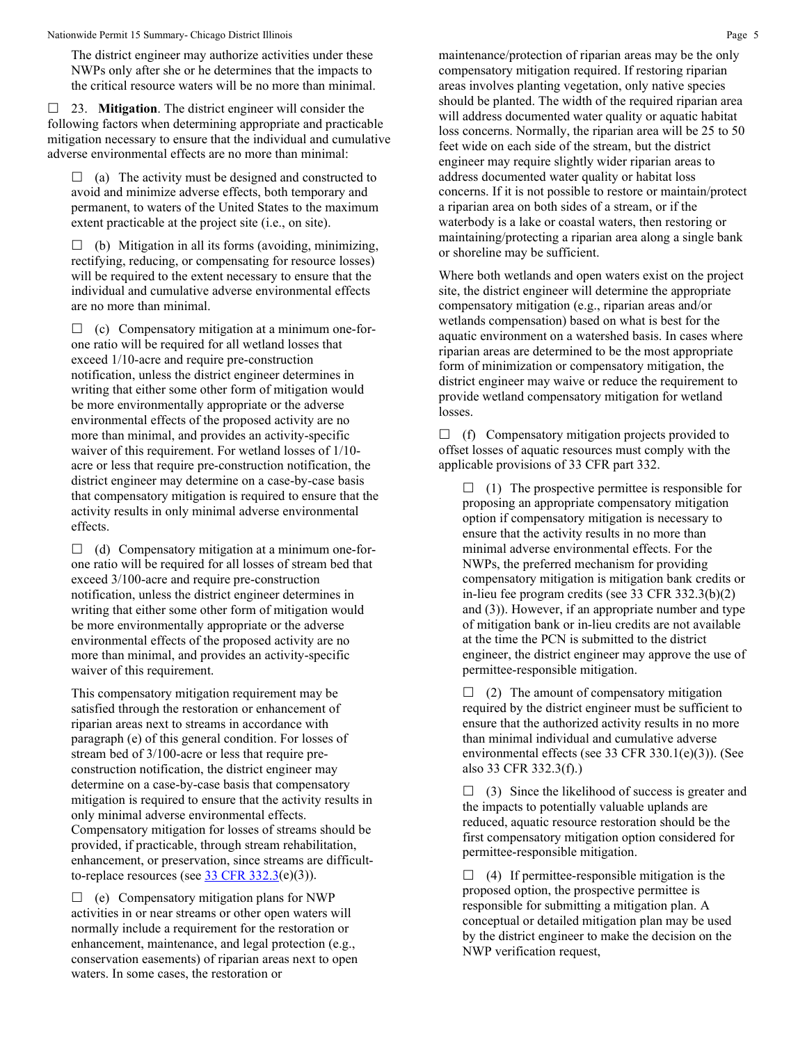The district engineer may authorize activities under these NWPs only after she or he determines that the impacts to the critical resource waters will be no more than minimal.

☐ 23. **Mitigation**. The district engineer will consider the following factors when determining appropriate and practicable mitigation necessary to ensure that the individual and cumulative adverse environmental effects are no more than minimal:

☐ (a) The activity must be designed and constructed to avoid and minimize adverse effects, both temporary and permanent, to waters of the United States to the maximum extent practicable at the project site (i.e., on site).

☐ (b) Mitigation in all its forms (avoiding, minimizing, rectifying, reducing, or compensating for resource losses) will be required to the extent necessary to ensure that the individual and cumulative adverse environmental effects are no more than minimal.

☐ (c) Compensatory mitigation at a minimum one-for-one ratio will be required for all wetland losses that exceed 1/10-acre and require pre-construction notification, unless the district engineer determines in writing that either some other form of mitigation would be more environmentally appropriate or the adverse environmental effects of the proposed activity are no more than minimal, and provides an activity-specific waiver of this requirement. For wetland losses of 1/10-acre or less that require pre-construction notification, the district engineer may determine on a case-by-case basis that compensatory mitigation is required to ensure that the activity results in only minimal adverse environmental effects.

☐ (d) Compensatory mitigation at a minimum one-for-one ratio will be required for all losses of stream bed that exceed 3/100-acre and require pre-construction notification, unless the district engineer determines in writing that either some other form of mitigation would be more environmentally appropriate or the adverse environmental effects of the proposed activity are no more than minimal, and provides an activity-specific waiver of this requirement.

This compensatory mitigation requirement may be satisfied through the restoration or enhancement of riparian areas next to streams in accordance with paragraph (e) of this general condition. For losses of stream bed of 3/100-acre or less that require pre-construction notification, the district engineer may determine on a case-by-case basis that compensatory mitigation is required to ensure that the activity results in only minimal adverse environmental effects. Compensatory mitigation for losses of streams should be provided, if practicable, through stream rehabilitation, enhancement, or preservation, since streams are difficult-to-replace resources (see 33 CFR 332.3(e)(3)).

☐ (e) Compensatory mitigation plans for NWP activities in or near streams or other open waters will normally include a requirement for the restoration or enhancement, maintenance, and legal protection (e.g., conservation easements) of riparian areas next to open waters. In some cases, the restoration or maintenance/protection of riparian areas may be the only compensatory mitigation required. If restoring riparian areas involves planting vegetation, only native species should be planted. The width of the required riparian area will address documented water quality or aquatic habitat loss concerns. Normally, the riparian area will be 25 to 50 feet wide on each side of the stream, but the district engineer may require slightly wider riparian areas to address documented water quality or habitat loss concerns. If it is not possible to restore or maintain/protect a riparian area on both sides of a stream, or if the waterbody is a lake or coastal waters, then restoring or maintaining/protecting a riparian area along a single bank or shoreline may be sufficient.

Where both wetlands and open waters exist on the project site, the district engineer will determine the appropriate compensatory mitigation (e.g., riparian areas and/or wetlands compensation) based on what is best for the aquatic environment on a watershed basis. In cases where riparian areas are determined to be the most appropriate form of minimization or compensatory mitigation, the district engineer may waive or reduce the requirement to provide wetland compensatory mitigation for wetland losses.

☐ (f) Compensatory mitigation projects provided to offset losses of aquatic resources must comply with the applicable provisions of 33 CFR part 332.

☐ (1) The prospective permittee is responsible for proposing an appropriate compensatory mitigation option if compensatory mitigation is necessary to ensure that the activity results in no more than minimal adverse environmental effects. For the NWPs, the preferred mechanism for providing compensatory mitigation is mitigation bank credits or in-lieu fee program credits (see 33 CFR 332.3(b)(2) and (3)). However, if an appropriate number and type of mitigation bank or in-lieu credits are not available at the time the PCN is submitted to the district engineer, the district engineer may approve the use of permittee-responsible mitigation.

☐ (2) The amount of compensatory mitigation required by the district engineer must be sufficient to ensure that the authorized activity results in no more than minimal individual and cumulative adverse environmental effects (see 33 CFR 330.1(e)(3)). (See also 33 CFR 332.3(f).)

☐ (3) Since the likelihood of success is greater and the impacts to potentially valuable uplands are reduced, aquatic resource restoration should be the first compensatory mitigation option considered for permittee-responsible mitigation.

☐ (4) If permittee-responsible mitigation is the proposed option, the prospective permittee is responsible for submitting a mitigation plan. A conceptual or detailed mitigation plan may be used by the district engineer to make the decision on the NWP verification request,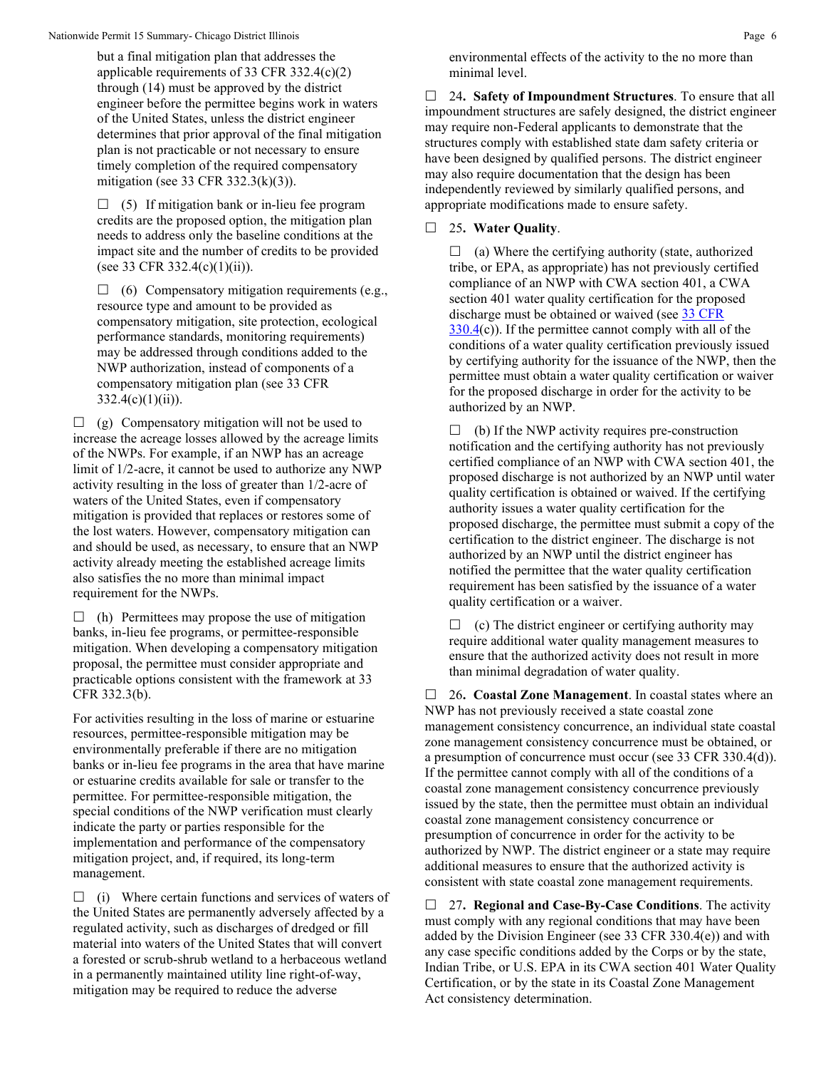but a final mitigation plan that addresses the applicable requirements of 33 CFR 332.4(c)(2) through (14) must be approved by the district engineer before the permittee begins work in waters of the United States, unless the district engineer determines that prior approval of the final mitigation plan is not practicable or not necessary to ensure timely completion of the required compensatory mitigation (see 33 CFR 332.3(k)(3)).

☐ (5) If mitigation bank or in-lieu fee program credits are the proposed option, the mitigation plan needs to address only the baseline conditions at the impact site and the number of credits to be provided (see 33 CFR 332.4(c)(1)(ii)).

☐ (6) Compensatory mitigation requirements (e.g., resource type and amount to be provided as compensatory mitigation, site protection, ecological performance standards, monitoring requirements) may be addressed through conditions added to the NWP authorization, instead of components of a compensatory mitigation plan (see 33 CFR 332.4(c)(1)(ii)).

☐ (g) Compensatory mitigation will not be used to increase the acreage losses allowed by the acreage limits of the NWPs. For example, if an NWP has an acreage limit of 1/2-acre, it cannot be used to authorize any NWP activity resulting in the loss of greater than 1/2-acre of waters of the United States, even if compensatory mitigation is provided that replaces or restores some of the lost waters. However, compensatory mitigation can and should be used, as necessary, to ensure that an NWP activity already meeting the established acreage limits also satisfies the no more than minimal impact requirement for the NWPs.

☐ (h) Permittees may propose the use of mitigation banks, in-lieu fee programs, or permittee-responsible mitigation. When developing a compensatory mitigation proposal, the permittee must consider appropriate and practicable options consistent with the framework at 33 CFR 332.3(b).

For activities resulting in the loss of marine or estuarine resources, permittee-responsible mitigation may be environmentally preferable if there are no mitigation banks or in-lieu fee programs in the area that have marine or estuarine credits available for sale or transfer to the permittee. For permittee-responsible mitigation, the special conditions of the NWP verification must clearly indicate the party or parties responsible for the implementation and performance of the compensatory mitigation project, and, if required, its long-term management.

☐ (i) Where certain functions and services of waters of the United States are permanently adversely affected by a regulated activity, such as discharges of dredged or fill material into waters of the United States that will convert a forested or scrub-shrub wetland to a herbaceous wetland in a permanently maintained utility line right-of-way, mitigation may be required to reduce the adverse environmental effects of the activity to the no more than minimal level.

☐ 24**. Safety of Impoundment Structures**. To ensure that all impoundment structures are safely designed, the district engineer may require non-Federal applicants to demonstrate that the structures comply with established state dam safety criteria or have been designed by qualified persons. The district engineer may also require documentation that the design has been independently reviewed by similarly qualified persons, and appropriate modifications made to ensure safety.

☐ 25**. Water Quality**.

☐ (a) Where the certifying authority (state, authorized tribe, or EPA, as appropriate) has not previously certified compliance of an NWP with CWA section 401, a CWA section 401 water quality certification for the proposed discharge must be obtained or waived (see 33 CFR 330.4(c)). If the permittee cannot comply with all of the conditions of a water quality certification previously issued by certifying authority for the issuance of the NWP, then the permittee must obtain a water quality certification or waiver for the proposed discharge in order for the activity to be authorized by an NWP.

☐ (b) If the NWP activity requires pre-construction notification and the certifying authority has not previously certified compliance of an NWP with CWA section 401, the proposed discharge is not authorized by an NWP until water quality certification is obtained or waived. If the certifying authority issues a water quality certification for the proposed discharge, the permittee must submit a copy of the certification to the district engineer. The discharge is not authorized by an NWP until the district engineer has notified the permittee that the water quality certification requirement has been satisfied by the issuance of a water quality certification or a waiver.

☐ (c) The district engineer or certifying authority may require additional water quality management measures to ensure that the authorized activity does not result in more than minimal degradation of water quality.

☐ 26**. Coastal Zone Management**. In coastal states where an NWP has not previously received a state coastal zone management consistency concurrence, an individual state coastal zone management consistency concurrence must be obtained, or a presumption of concurrence must occur (see 33 CFR 330.4(d)). If the permittee cannot comply with all of the conditions of a coastal zone management consistency concurrence previously issued by the state, then the permittee must obtain an individual coastal zone management consistency concurrence or presumption of concurrence in order for the activity to be authorized by NWP. The district engineer or a state may require additional measures to ensure that the authorized activity is consistent with state coastal zone management requirements.

☐ 27**. Regional and Case-By-Case Conditions**. The activity must comply with any regional conditions that may have been added by the Division Engineer (see 33 CFR 330.4(e)) and with any case specific conditions added by the Corps or by the state, Indian Tribe, or U.S. EPA in its CWA section 401 Water Quality Certification, or by the state in its Coastal Zone Management Act consistency determination.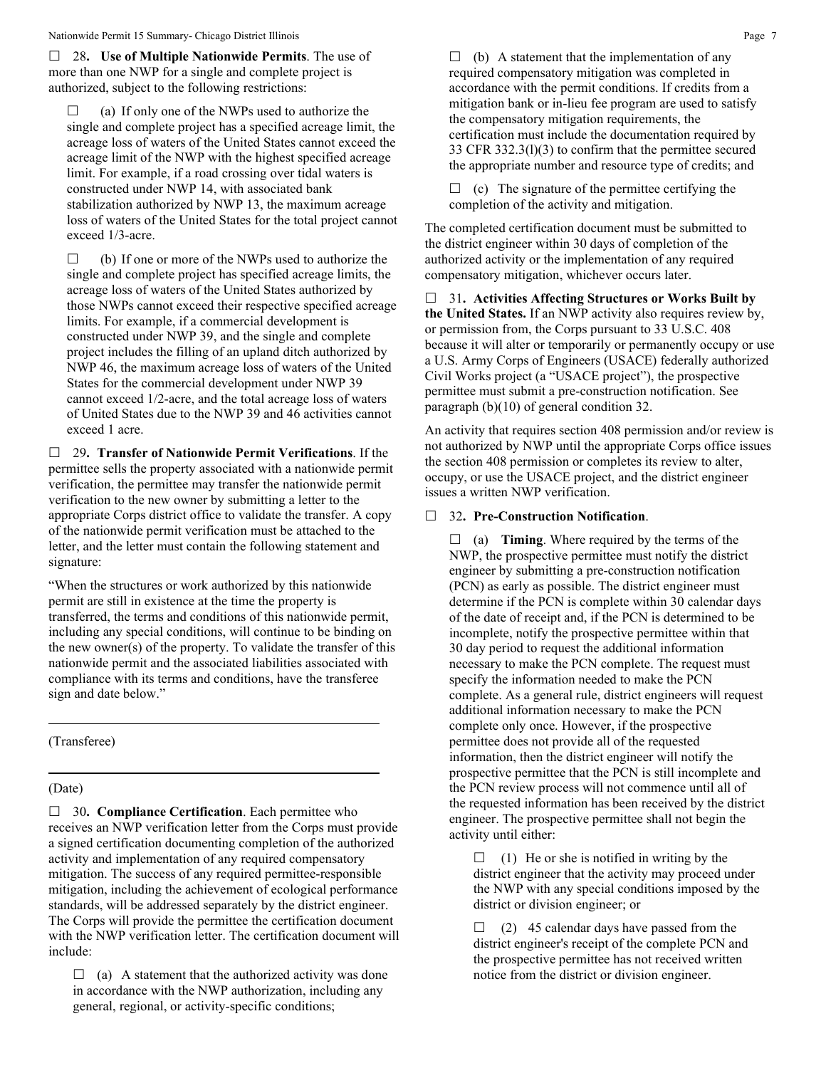☐ 28**. Use of Multiple Nationwide Permits**. The use of more than one NWP for a single and complete project is authorized, subject to the following restrictions:

☐ (a) If only one of the NWPs used to authorize the single and complete project has a specified acreage limit, the acreage loss of waters of the United States cannot exceed the acreage limit of the NWP with the highest specified acreage limit. For example, if a road crossing over tidal waters is constructed under NWP 14, with associated bank stabilization authorized by NWP 13, the maximum acreage loss of waters of the United States for the total project cannot exceed 1/3-acre.

☐ (b) If one or more of the NWPs used to authorize the single and complete project has specified acreage limits, the acreage loss of waters of the United States authorized by those NWPs cannot exceed their respective specified acreage limits. For example, if a commercial development is constructed under NWP 39, and the single and complete project includes the filling of an upland ditch authorized by NWP 46, the maximum acreage loss of waters of the United States for the commercial development under NWP 39 cannot exceed 1/2-acre, and the total acreage loss of waters of United States due to the NWP 39 and 46 activities cannot exceed 1 acre.

☐ 29**. Transfer of Nationwide Permit Verifications**. If the permittee sells the property associated with a nationwide permit verification, the permittee may transfer the nationwide permit verification to the new owner by submitting a letter to the appropriate Corps district office to validate the transfer. A copy of the nationwide permit verification must be attached to the letter, and the letter must contain the following statement and signature:

"When the structures or work authorized by this nationwide permit are still in existence at the time the property is transferred, the terms and conditions of this nationwide permit, including any special conditions, will continue to be binding on the new owner(s) of the property. To validate the transfer of this nationwide permit and the associated liabilities associated with compliance with its terms and conditions, have the transferee sign and date below."

______________________________________

(Transferee)

______________________________________

(Date)

☐ 30**. Compliance Certification**. Each permittee who receives an NWP verification letter from the Corps must provide a signed certification documenting completion of the authorized activity and implementation of any required compensatory mitigation. The success of any required permittee-responsible mitigation, including the achievement of ecological performance standards, will be addressed separately by the district engineer. The Corps will provide the permittee the certification document with the NWP verification letter. The certification document will include:

☐ (a) A statement that the authorized activity was done in accordance with the NWP authorization, including any general, regional, or activity-specific conditions;

☐ (b) A statement that the implementation of any required compensatory mitigation was completed in accordance with the permit conditions. If credits from a mitigation bank or in-lieu fee program are used to satisfy the compensatory mitigation requirements, the certification must include the documentation required by 33 CFR 332.3(l)(3) to confirm that the permittee secured the appropriate number and resource type of credits; and

☐ (c) The signature of the permittee certifying the completion of the activity and mitigation.

The completed certification document must be submitted to the district engineer within 30 days of completion of the authorized activity or the implementation of any required compensatory mitigation, whichever occurs later.

☐ 31**. Activities Affecting Structures or Works Built by the United States.** If an NWP activity also requires review by, or permission from, the Corps pursuant to 33 U.S.C. 408 because it will alter or temporarily or permanently occupy or use a U.S. Army Corps of Engineers (USACE) federally authorized Civil Works project (a "USACE project"), the prospective permittee must submit a pre-construction notification. See paragraph (b)(10) of general condition 32.

An activity that requires section 408 permission and/or review is not authorized by NWP until the appropriate Corps office issues the section 408 permission or completes its review to alter, occupy, or use the USACE project, and the district engineer issues a written NWP verification.

☐ 32**. Pre-Construction Notification**.

☐ (a) **Timing**. Where required by the terms of the NWP, the prospective permittee must notify the district engineer by submitting a pre-construction notification (PCN) as early as possible. The district engineer must determine if the PCN is complete within 30 calendar days of the date of receipt and, if the PCN is determined to be incomplete, notify the prospective permittee within that 30 day period to request the additional information necessary to make the PCN complete. The request must specify the information needed to make the PCN complete. As a general rule, district engineers will request additional information necessary to make the PCN complete only once. However, if the prospective permittee does not provide all of the requested information, then the district engineer will notify the prospective permittee that the PCN is still incomplete and the PCN review process will not commence until all of the requested information has been received by the district engineer. The prospective permittee shall not begin the activity until either:

☐ (1) He or she is notified in writing by the district engineer that the activity may proceed under the NWP with any special conditions imposed by the district or division engineer; or

☐ (2) 45 calendar days have passed from the district engineer's receipt of the complete PCN and the prospective permittee has not received written notice from the district or division engineer.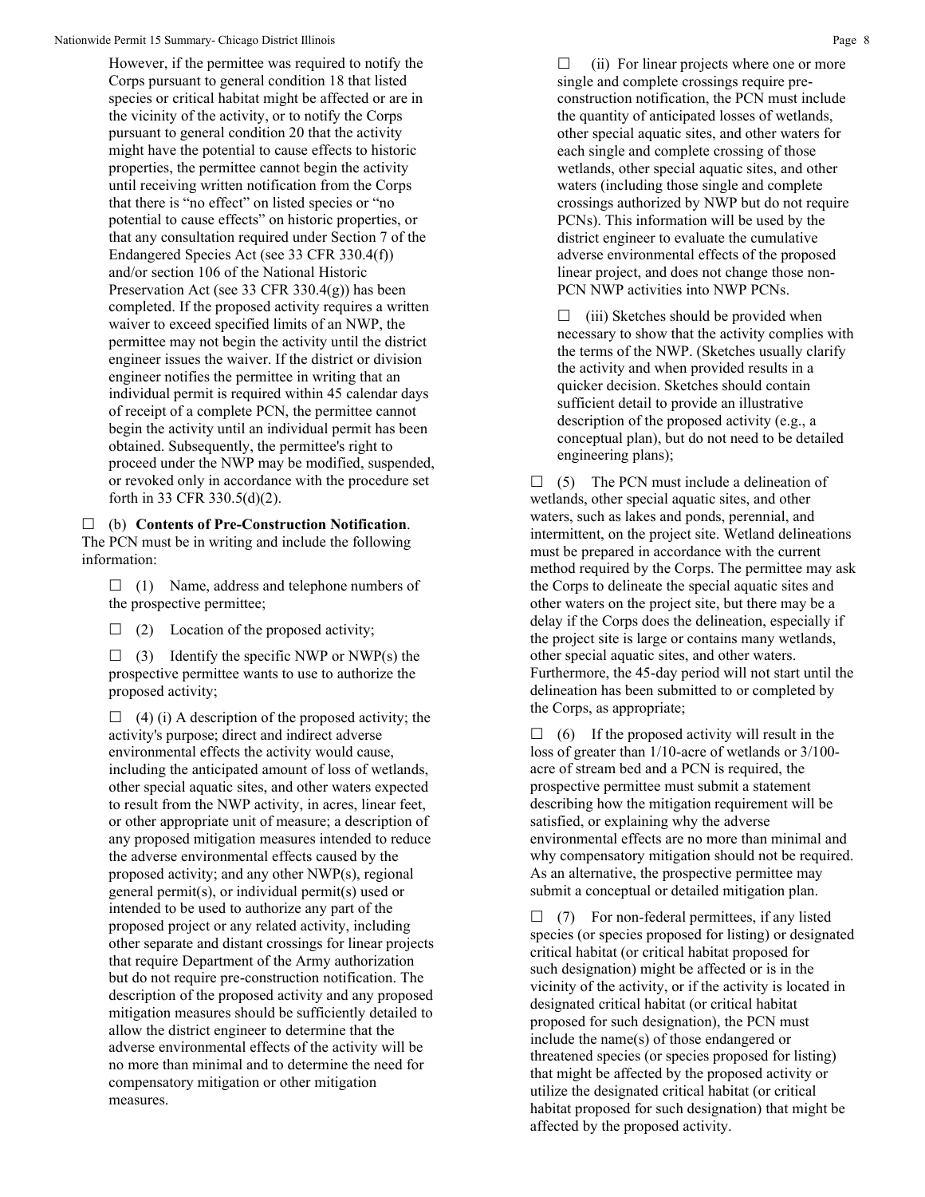However, if the permittee was required to notify the Corps pursuant to general condition 18 that listed species or critical habitat might be affected or are in the vicinity of the activity, or to notify the Corps pursuant to general condition 20 that the activity might have the potential to cause effects to historic properties, the permittee cannot begin the activity until receiving written notification from the Corps that there is "no effect" on listed species or "no potential to cause effects" on historic properties, or that any consultation required under Section 7 of the Endangered Species Act (see 33 CFR 330.4(f)) and/or section 106 of the National Historic Preservation Act (see 33 CFR 330.4(g)) has been completed. If the proposed activity requires a written waiver to exceed specified limits of an NWP, the permittee may not begin the activity until the district engineer issues the waiver. If the district or division engineer notifies the permittee in writing that an individual permit is required within 45 calendar days of receipt of a complete PCN, the permittee cannot begin the activity until an individual permit has been obtained. Subsequently, the permittee's right to proceed under the NWP may be modified, suspended, or revoked only in accordance with the procedure set forth in 33 CFR 330.5(d)(2).

☐ (b) **Contents of Pre-Construction Notification**. The PCN must be in writing and include the following information:

☐ (1) Name, address and telephone numbers of the prospective permittee;

☐ (2) Location of the proposed activity;

☐ (3) Identify the specific NWP or NWP(s) the prospective permittee wants to use to authorize the proposed activity;

☐ (4) (i) A description of the proposed activity; the activity's purpose; direct and indirect adverse environmental effects the activity would cause, including the anticipated amount of loss of wetlands, other special aquatic sites, and other waters expected to result from the NWP activity, in acres, linear feet, or other appropriate unit of measure; a description of any proposed mitigation measures intended to reduce the adverse environmental effects caused by the proposed activity; and any other NWP(s), regional general permit(s), or individual permit(s) used or intended to be used to authorize any part of the proposed project or any related activity, including other separate and distant crossings for linear projects that require Department of the Army authorization but do not require pre-construction notification. The description of the proposed activity and any proposed mitigation measures should be sufficiently detailed to allow the district engineer to determine that the adverse environmental effects of the activity will be no more than minimal and to determine the need for compensatory mitigation or other mitigation measures.

☐ (ii) For linear projects where one or more single and complete crossings require pre-construction notification, the PCN must include the quantity of anticipated losses of wetlands, other special aquatic sites, and other waters for each single and complete crossing of those wetlands, other special aquatic sites, and other waters (including those single and complete crossings authorized by NWP but do not require PCNs). This information will be used by the district engineer to evaluate the cumulative adverse environmental effects of the proposed linear project, and does not change those non-PCN NWP activities into NWP PCNs.

☐ (iii) Sketches should be provided when necessary to show that the activity complies with the terms of the NWP. (Sketches usually clarify the activity and when provided results in a quicker decision. Sketches should contain sufficient detail to provide an illustrative description of the proposed activity (e.g., a conceptual plan), but do not need to be detailed engineering plans);

☐ (5) The PCN must include a delineation of wetlands, other special aquatic sites, and other waters, such as lakes and ponds, perennial, and intermittent, on the project site. Wetland delineations must be prepared in accordance with the current method required by the Corps. The permittee may ask the Corps to delineate the special aquatic sites and other waters on the project site, but there may be a delay if the Corps does the delineation, especially if the project site is large or contains many wetlands, other special aquatic sites, and other waters. Furthermore, the 45-day period will not start until the delineation has been submitted to or completed by the Corps, as appropriate;

☐ (6) If the proposed activity will result in the loss of greater than 1/10-acre of wetlands or 3/100-acre of stream bed and a PCN is required, the prospective permittee must submit a statement describing how the mitigation requirement will be satisfied, or explaining why the adverse environmental effects are no more than minimal and why compensatory mitigation should not be required. As an alternative, the prospective permittee may submit a conceptual or detailed mitigation plan.

☐ (7) For non-federal permittees, if any listed species (or species proposed for listing) or designated critical habitat (or critical habitat proposed for such designation) might be affected or is in the vicinity of the activity, or if the activity is located in designated critical habitat (or critical habitat proposed for such designation), the PCN must include the name(s) of those endangered or threatened species (or species proposed for listing) that might be affected by the proposed activity or utilize the designated critical habitat (or critical habitat proposed for such designation) that might be affected by the proposed activity.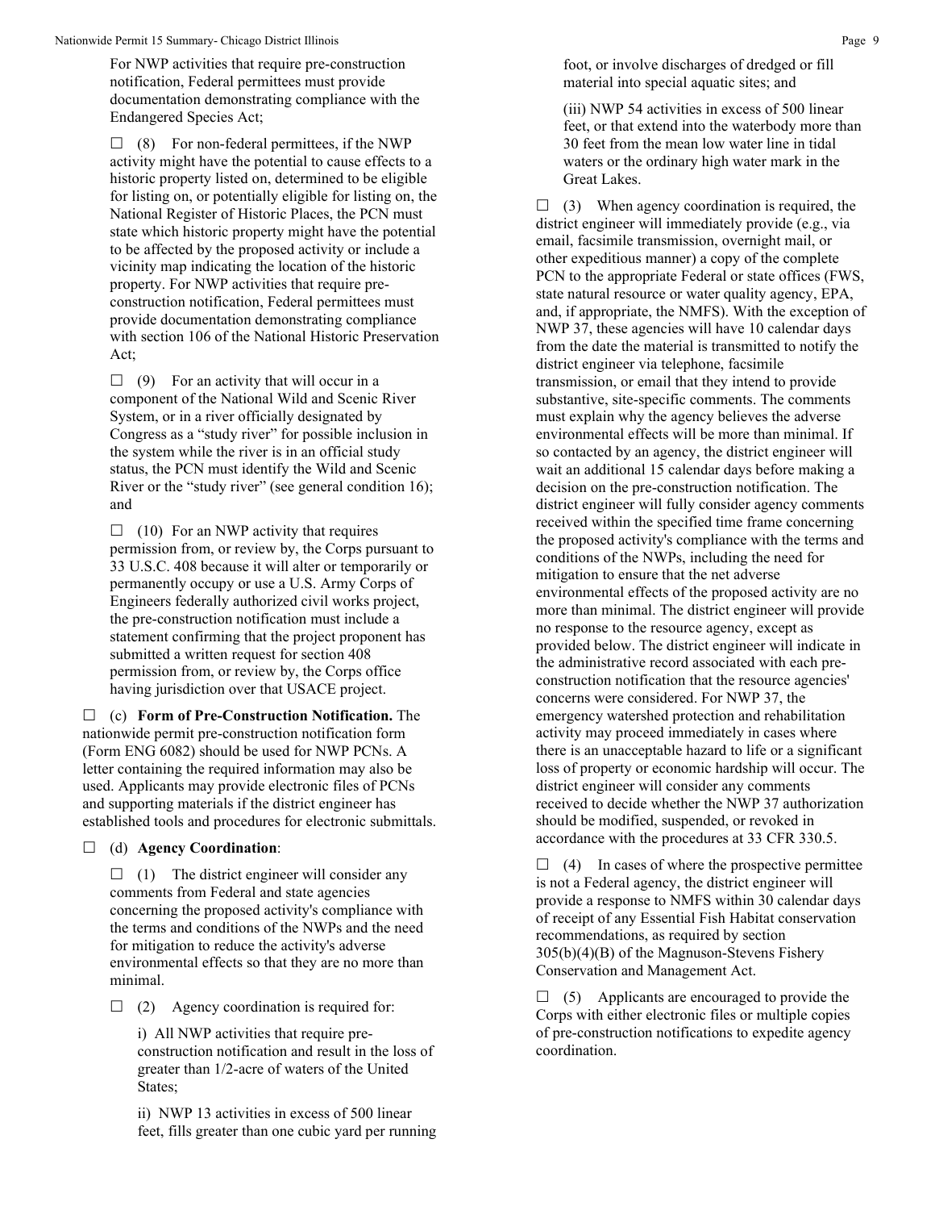For NWP activities that require pre-construction notification, Federal permittees must provide documentation demonstrating compliance with the Endangered Species Act;

☐ (8) For non-federal permittees, if the NWP activity might have the potential to cause effects to a historic property listed on, determined to be eligible for listing on, or potentially eligible for listing on, the National Register of Historic Places, the PCN must state which historic property might have the potential to be affected by the proposed activity or include a vicinity map indicating the location of the historic property. For NWP activities that require pre-construction notification, Federal permittees must provide documentation demonstrating compliance with section 106 of the National Historic Preservation Act;

☐ (9) For an activity that will occur in a component of the National Wild and Scenic River System, or in a river officially designated by Congress as a "study river" for possible inclusion in the system while the river is in an official study status, the PCN must identify the Wild and Scenic River or the "study river" (see general condition 16); and

☐ (10) For an NWP activity that requires permission from, or review by, the Corps pursuant to 33 U.S.C. 408 because it will alter or temporarily or permanently occupy or use a U.S. Army Corps of Engineers federally authorized civil works project, the pre-construction notification must include a statement confirming that the project proponent has submitted a written request for section 408 permission from, or review by, the Corps office having jurisdiction over that USACE project.

☐ (c) **Form of Pre-Construction Notification.** The nationwide permit pre-construction notification form (Form ENG 6082) should be used for NWP PCNs. A letter containing the required information may also be used. Applicants may provide electronic files of PCNs and supporting materials if the district engineer has established tools and procedures for electronic submittals.

☐ (d) **Agency Coordination**:

☐ (1) The district engineer will consider any comments from Federal and state agencies concerning the proposed activity's compliance with the terms and conditions of the NWPs and the need for mitigation to reduce the activity's adverse environmental effects so that they are no more than minimal.

☐ (2) Agency coordination is required for:

i) All NWP activities that require pre-construction notification and result in the loss of greater than 1/2-acre of waters of the United States;

ii) NWP 13 activities in excess of 500 linear feet, fills greater than one cubic yard per running foot, or involve discharges of dredged or fill material into special aquatic sites; and

(iii) NWP 54 activities in excess of 500 linear feet, or that extend into the waterbody more than 30 feet from the mean low water line in tidal waters or the ordinary high water mark in the Great Lakes.

☐ (3) When agency coordination is required, the district engineer will immediately provide (e.g., via email, facsimile transmission, overnight mail, or other expeditious manner) a copy of the complete PCN to the appropriate Federal or state offices (FWS, state natural resource or water quality agency, EPA, and, if appropriate, the NMFS). With the exception of NWP 37, these agencies will have 10 calendar days from the date the material is transmitted to notify the district engineer via telephone, facsimile transmission, or email that they intend to provide substantive, site-specific comments. The comments must explain why the agency believes the adverse environmental effects will be more than minimal. If so contacted by an agency, the district engineer will wait an additional 15 calendar days before making a decision on the pre-construction notification. The district engineer will fully consider agency comments received within the specified time frame concerning the proposed activity's compliance with the terms and conditions of the NWPs, including the need for mitigation to ensure that the net adverse environmental effects of the proposed activity are no more than minimal. The district engineer will provide no response to the resource agency, except as provided below. The district engineer will indicate in the administrative record associated with each pre-construction notification that the resource agencies' concerns were considered. For NWP 37, the emergency watershed protection and rehabilitation activity may proceed immediately in cases where there is an unacceptable hazard to life or a significant loss of property or economic hardship will occur. The district engineer will consider any comments received to decide whether the NWP 37 authorization should be modified, suspended, or revoked in accordance with the procedures at 33 CFR 330.5.

☐ (4) In cases of where the prospective permittee is not a Federal agency, the district engineer will provide a response to NMFS within 30 calendar days of receipt of any Essential Fish Habitat conservation recommendations, as required by section 305(b)(4)(B) of the Magnuson-Stevens Fishery Conservation and Management Act.

☐ (5) Applicants are encouraged to provide the Corps with either electronic files or multiple copies of pre-construction notifications to expedite agency coordination.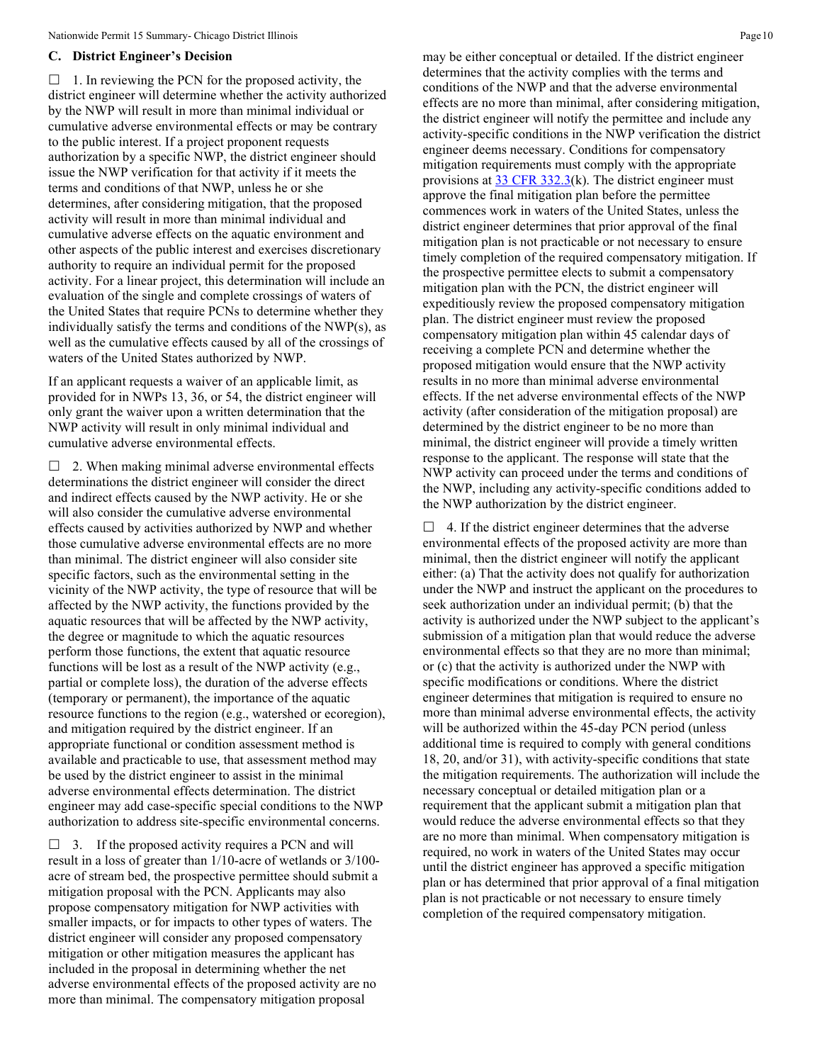## C. District Engineer's Decision

☐ 1. In reviewing the PCN for the proposed activity, the district engineer will determine whether the activity authorized by the NWP will result in more than minimal individual or cumulative adverse environmental effects or may be contrary to the public interest. If a project proponent requests authorization by a specific NWP, the district engineer should issue the NWP verification for that activity if it meets the terms and conditions of that NWP, unless he or she determines, after considering mitigation, that the proposed activity will result in more than minimal individual and cumulative adverse effects on the aquatic environment and other aspects of the public interest and exercises discretionary authority to require an individual permit for the proposed activity. For a linear project, this determination will include an evaluation of the single and complete crossings of waters of the United States that require PCNs to determine whether they individually satisfy the terms and conditions of the NWP(s), as well as the cumulative effects caused by all of the crossings of waters of the United States authorized by NWP.

If an applicant requests a waiver of an applicable limit, as provided for in NWPs 13, 36, or 54, the district engineer will only grant the waiver upon a written determination that the NWP activity will result in only minimal individual and cumulative adverse environmental effects.

☐ 2. When making minimal adverse environmental effects determinations the district engineer will consider the direct and indirect effects caused by the NWP activity. He or she will also consider the cumulative adverse environmental effects caused by activities authorized by NWP and whether those cumulative adverse environmental effects are no more than minimal. The district engineer will also consider site specific factors, such as the environmental setting in the vicinity of the NWP activity, the type of resource that will be affected by the NWP activity, the functions provided by the aquatic resources that will be affected by the NWP activity, the degree or magnitude to which the aquatic resources perform those functions, the extent that aquatic resource functions will be lost as a result of the NWP activity (e.g., partial or complete loss), the duration of the adverse effects (temporary or permanent), the importance of the aquatic resource functions to the region (e.g., watershed or ecoregion), and mitigation required by the district engineer. If an appropriate functional or condition assessment method is available and practicable to use, that assessment method may be used by the district engineer to assist in the minimal adverse environmental effects determination. The district engineer may add case-specific special conditions to the NWP authorization to address site-specific environmental concerns.

☐ 3. If the proposed activity requires a PCN and will result in a loss of greater than 1/10-acre of wetlands or 3/100-acre of stream bed, the prospective permittee should submit a mitigation proposal with the PCN. Applicants may also propose compensatory mitigation for NWP activities with smaller impacts, or for impacts to other types of waters. The district engineer will consider any proposed compensatory mitigation or other mitigation measures the applicant has included in the proposal in determining whether the net adverse environmental effects of the proposed activity are no more than minimal. The compensatory mitigation proposal may be either conceptual or detailed. If the district engineer determines that the activity complies with the terms and conditions of the NWP and that the adverse environmental effects are no more than minimal, after considering mitigation, the district engineer will notify the permittee and include any activity-specific conditions in the NWP verification the district engineer deems necessary. Conditions for compensatory mitigation requirements must comply with the appropriate provisions at [33 CFR 332.3](k). The district engineer must approve the final mitigation plan before the permittee commences work in waters of the United States, unless the district engineer determines that prior approval of the final mitigation plan is not practicable or not necessary to ensure timely completion of the required compensatory mitigation. If the prospective permittee elects to submit a compensatory mitigation plan with the PCN, the district engineer will expeditiously review the proposed compensatory mitigation plan. The district engineer must review the proposed compensatory mitigation plan within 45 calendar days of receiving a complete PCN and determine whether the proposed mitigation would ensure that the NWP activity results in no more than minimal adverse environmental effects. If the net adverse environmental effects of the NWP activity (after consideration of the mitigation proposal) are determined by the district engineer to be no more than minimal, the district engineer will provide a timely written response to the applicant. The response will state that the NWP activity can proceed under the terms and conditions of the NWP, including any activity-specific conditions added to the NWP authorization by the district engineer.

☐ 4. If the district engineer determines that the adverse environmental effects of the proposed activity are more than minimal, then the district engineer will notify the applicant either: (a) That the activity does not qualify for authorization under the NWP and instruct the applicant on the procedures to seek authorization under an individual permit; (b) that the activity is authorized under the NWP subject to the applicant's submission of a mitigation plan that would reduce the adverse environmental effects so that they are no more than minimal; or (c) that the activity is authorized under the NWP with specific modifications or conditions. Where the district engineer determines that mitigation is required to ensure no more than minimal adverse environmental effects, the activity will be authorized within the 45-day PCN period (unless additional time is required to comply with general conditions 18, 20, and/or 31), with activity-specific conditions that state the mitigation requirements. The authorization will include the necessary conceptual or detailed mitigation plan or a requirement that the applicant submit a mitigation plan that would reduce the adverse environmental effects so that they are no more than minimal. When compensatory mitigation is required, no work in waters of the United States may occur until the district engineer has approved a specific mitigation plan or has determined that prior approval of a final mitigation plan is not practicable or not necessary to ensure timely completion of the required compensatory mitigation.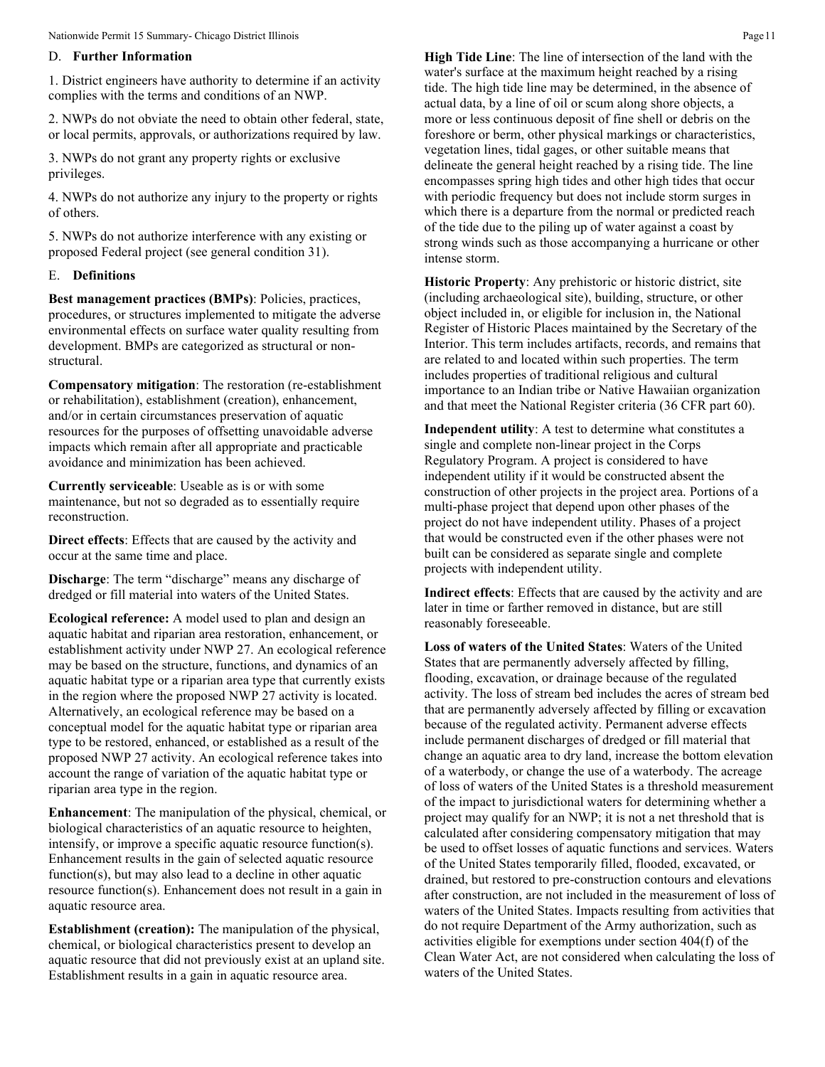## D. Further Information

1. District engineers have authority to determine if an activity complies with the terms and conditions of an NWP.

2. NWPs do not obviate the need to obtain other federal, state, or local permits, approvals, or authorizations required by law.

3. NWPs do not grant any property rights or exclusive privileges.

4. NWPs do not authorize any injury to the property or rights of others.

5. NWPs do not authorize interference with any existing or proposed Federal project (see general condition 31).

## E. Definitions

**Best management practices (BMPs)**: Policies, practices, procedures, or structures implemented to mitigate the adverse environmental effects on surface water quality resulting from development. BMPs are categorized as structural or non-structural.

**Compensatory mitigation**: The restoration (re-establishment or rehabilitation), establishment (creation), enhancement, and/or in certain circumstances preservation of aquatic resources for the purposes of offsetting unavoidable adverse impacts which remain after all appropriate and practicable avoidance and minimization has been achieved.

**Currently serviceable**: Useable as is or with some maintenance, but not so degraded as to essentially require reconstruction.

**Direct effects**: Effects that are caused by the activity and occur at the same time and place.

**Discharge**: The term "discharge" means any discharge of dredged or fill material into waters of the United States.

**Ecological reference:** A model used to plan and design an aquatic habitat and riparian area restoration, enhancement, or establishment activity under NWP 27. An ecological reference may be based on the structure, functions, and dynamics of an aquatic habitat type or a riparian area type that currently exists in the region where the proposed NWP 27 activity is located. Alternatively, an ecological reference may be based on a conceptual model for the aquatic habitat type or riparian area type to be restored, enhanced, or established as a result of the proposed NWP 27 activity. An ecological reference takes into account the range of variation of the aquatic habitat type or riparian area type in the region.

**Enhancement**: The manipulation of the physical, chemical, or biological characteristics of an aquatic resource to heighten, intensify, or improve a specific aquatic resource function(s). Enhancement results in the gain of selected aquatic resource function(s), but may also lead to a decline in other aquatic resource function(s). Enhancement does not result in a gain in aquatic resource area.

**Establishment (creation):** The manipulation of the physical, chemical, or biological characteristics present to develop an aquatic resource that did not previously exist at an upland site. Establishment results in a gain in aquatic resource area.

**High Tide Line**: The line of intersection of the land with the water's surface at the maximum height reached by a rising tide. The high tide line may be determined, in the absence of actual data, by a line of oil or scum along shore objects, a more or less continuous deposit of fine shell or debris on the foreshore or berm, other physical markings or characteristics, vegetation lines, tidal gages, or other suitable means that delineate the general height reached by a rising tide. The line encompasses spring high tides and other high tides that occur with periodic frequency but does not include storm surges in which there is a departure from the normal or predicted reach of the tide due to the piling up of water against a coast by strong winds such as those accompanying a hurricane or other intense storm.

**Historic Property**: Any prehistoric or historic district, site (including archaeological site), building, structure, or other object included in, or eligible for inclusion in, the National Register of Historic Places maintained by the Secretary of the Interior. This term includes artifacts, records, and remains that are related to and located within such properties. The term includes properties of traditional religious and cultural importance to an Indian tribe or Native Hawaiian organization and that meet the National Register criteria (36 CFR part 60).

**Independent utility**: A test to determine what constitutes a single and complete non-linear project in the Corps Regulatory Program. A project is considered to have independent utility if it would be constructed absent the construction of other projects in the project area. Portions of a multi-phase project that depend upon other phases of the project do not have independent utility. Phases of a project that would be constructed even if the other phases were not built can be considered as separate single and complete projects with independent utility.

**Indirect effects**: Effects that are caused by the activity and are later in time or farther removed in distance, but are still reasonably foreseeable.

**Loss of waters of the United States**: Waters of the United States that are permanently adversely affected by filling, flooding, excavation, or drainage because of the regulated activity. The loss of stream bed includes the acres of stream bed that are permanently adversely affected by filling or excavation because of the regulated activity. Permanent adverse effects include permanent discharges of dredged or fill material that change an aquatic area to dry land, increase the bottom elevation of a waterbody, or change the use of a waterbody. The acreage of loss of waters of the United States is a threshold measurement of the impact to jurisdictional waters for determining whether a project may qualify for an NWP; it is not a net threshold that is calculated after considering compensatory mitigation that may be used to offset losses of aquatic functions and services. Waters of the United States temporarily filled, flooded, excavated, or drained, but restored to pre-construction contours and elevations after construction, are not included in the measurement of loss of waters of the United States. Impacts resulting from activities that do not require Department of the Army authorization, such as activities eligible for exemptions under section 404(f) of the Clean Water Act, are not considered when calculating the loss of waters of the United States.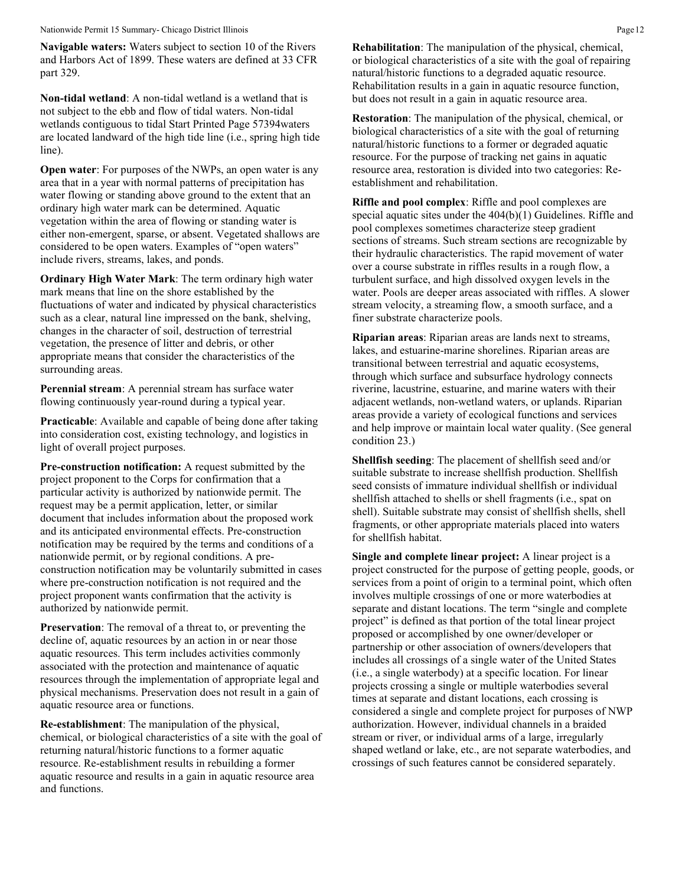**Navigable waters:** Waters subject to section 10 of the Rivers and Harbors Act of 1899. These waters are defined at 33 CFR part 329.

**Non-tidal wetland**: A non-tidal wetland is a wetland that is not subject to the ebb and flow of tidal waters. Non-tidal wetlands contiguous to tidal Start Printed Page 57394waters are located landward of the high tide line (i.e., spring high tide line).

**Open water**: For purposes of the NWPs, an open water is any area that in a year with normal patterns of precipitation has water flowing or standing above ground to the extent that an ordinary high water mark can be determined. Aquatic vegetation within the area of flowing or standing water is either non-emergent, sparse, or absent. Vegetated shallows are considered to be open waters. Examples of "open waters" include rivers, streams, lakes, and ponds.

**Ordinary High Water Mark**: The term ordinary high water mark means that line on the shore established by the fluctuations of water and indicated by physical characteristics such as a clear, natural line impressed on the bank, shelving, changes in the character of soil, destruction of terrestrial vegetation, the presence of litter and debris, or other appropriate means that consider the characteristics of the surrounding areas.

**Perennial stream**: A perennial stream has surface water flowing continuously year-round during a typical year.

**Practicable**: Available and capable of being done after taking into consideration cost, existing technology, and logistics in light of overall project purposes.

**Pre-construction notification:** A request submitted by the project proponent to the Corps for confirmation that a particular activity is authorized by nationwide permit. The request may be a permit application, letter, or similar document that includes information about the proposed work and its anticipated environmental effects. Pre-construction notification may be required by the terms and conditions of a nationwide permit, or by regional conditions. A pre-construction notification may be voluntarily submitted in cases where pre-construction notification is not required and the project proponent wants confirmation that the activity is authorized by nationwide permit.

**Preservation**: The removal of a threat to, or preventing the decline of, aquatic resources by an action in or near those aquatic resources. This term includes activities commonly associated with the protection and maintenance of aquatic resources through the implementation of appropriate legal and physical mechanisms. Preservation does not result in a gain of aquatic resource area or functions.

**Re-establishment**: The manipulation of the physical, chemical, or biological characteristics of a site with the goal of returning natural/historic functions to a former aquatic resource. Re-establishment results in rebuilding a former aquatic resource and results in a gain in aquatic resource area and functions.

**Rehabilitation**: The manipulation of the physical, chemical, or biological characteristics of a site with the goal of repairing natural/historic functions to a degraded aquatic resource. Rehabilitation results in a gain in aquatic resource function, but does not result in a gain in aquatic resource area.

**Restoration**: The manipulation of the physical, chemical, or biological characteristics of a site with the goal of returning natural/historic functions to a former or degraded aquatic resource. For the purpose of tracking net gains in aquatic resource area, restoration is divided into two categories: Re-establishment and rehabilitation.

**Riffle and pool complex**: Riffle and pool complexes are special aquatic sites under the 404(b)(1) Guidelines. Riffle and pool complexes sometimes characterize steep gradient sections of streams. Such stream sections are recognizable by their hydraulic characteristics. The rapid movement of water over a course substrate in riffles results in a rough flow, a turbulent surface, and high dissolved oxygen levels in the water. Pools are deeper areas associated with riffles. A slower stream velocity, a streaming flow, a smooth surface, and a finer substrate characterize pools.

**Riparian areas**: Riparian areas are lands next to streams, lakes, and estuarine-marine shorelines. Riparian areas are transitional between terrestrial and aquatic ecosystems, through which surface and subsurface hydrology connects riverine, lacustrine, estuarine, and marine waters with their adjacent wetlands, non-wetland waters, or uplands. Riparian areas provide a variety of ecological functions and services and help improve or maintain local water quality. (See general condition 23.)

**Shellfish seeding**: The placement of shellfish seed and/or suitable substrate to increase shellfish production. Shellfish seed consists of immature individual shellfish or individual shellfish attached to shells or shell fragments (i.e., spat on shell). Suitable substrate may consist of shellfish shells, shell fragments, or other appropriate materials placed into waters for shellfish habitat.

**Single and complete linear project:** A linear project is a project constructed for the purpose of getting people, goods, or services from a point of origin to a terminal point, which often involves multiple crossings of one or more waterbodies at separate and distant locations. The term "single and complete project" is defined as that portion of the total linear project proposed or accomplished by one owner/developer or partnership or other association of owners/developers that includes all crossings of a single water of the United States (i.e., a single waterbody) at a specific location. For linear projects crossing a single or multiple waterbodies several times at separate and distant locations, each crossing is considered a single and complete project for purposes of NWP authorization. However, individual channels in a braided stream or river, or individual arms of a large, irregularly shaped wetland or lake, etc., are not separate waterbodies, and crossings of such features cannot be considered separately.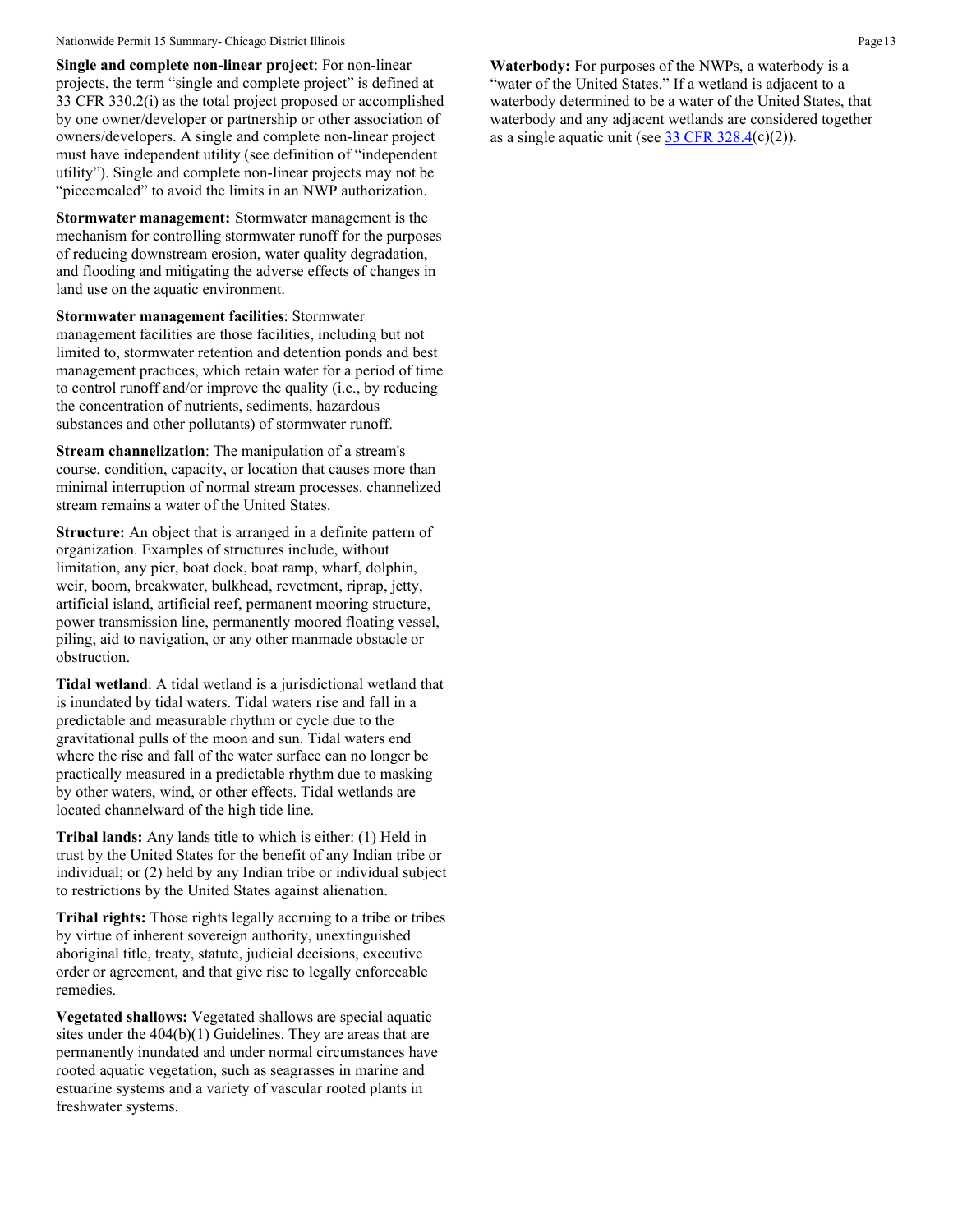**Single and complete non-linear project**: For non-linear projects, the term "single and complete project" is defined at 33 CFR 330.2(i) as the total project proposed or accomplished by one owner/developer or partnership or other association of owners/developers. A single and complete non-linear project must have independent utility (see definition of "independent utility"). Single and complete non-linear projects may not be "piecemealed" to avoid the limits in an NWP authorization.

**Stormwater management:** Stormwater management is the mechanism for controlling stormwater runoff for the purposes of reducing downstream erosion, water quality degradation, and flooding and mitigating the adverse effects of changes in land use on the aquatic environment.

**Stormwater management facilities**: Stormwater management facilities are those facilities, including but not limited to, stormwater retention and detention ponds and best management practices, which retain water for a period of time to control runoff and/or improve the quality (i.e., by reducing the concentration of nutrients, sediments, hazardous substances and other pollutants) of stormwater runoff.

**Stream channelization**: The manipulation of a stream's course, condition, capacity, or location that causes more than minimal interruption of normal stream processes. channelized stream remains a water of the United States.

**Structure:** An object that is arranged in a definite pattern of organization. Examples of structures include, without limitation, any pier, boat dock, boat ramp, wharf, dolphin, weir, boom, breakwater, bulkhead, revetment, riprap, jetty, artificial island, artificial reef, permanent mooring structure, power transmission line, permanently moored floating vessel, piling, aid to navigation, or any other manmade obstacle or obstruction.

**Tidal wetland**: A tidal wetland is a jurisdictional wetland that is inundated by tidal waters. Tidal waters rise and fall in a predictable and measurable rhythm or cycle due to the gravitational pulls of the moon and sun. Tidal waters end where the rise and fall of the water surface can no longer be practically measured in a predictable rhythm due to masking by other waters, wind, or other effects. Tidal wetlands are located channelward of the high tide line.

**Tribal lands:** Any lands title to which is either: (1) Held in trust by the United States for the benefit of any Indian tribe or individual; or (2) held by any Indian tribe or individual subject to restrictions by the United States against alienation.

**Tribal rights:** Those rights legally accruing to a tribe or tribes by virtue of inherent sovereign authority, unextinguished aboriginal title, treaty, statute, judicial decisions, executive order or agreement, and that give rise to legally enforceable remedies.

**Vegetated shallows:** Vegetated shallows are special aquatic sites under the 404(b)(1) Guidelines. They are areas that are permanently inundated and under normal circumstances have rooted aquatic vegetation, such as seagrasses in marine and estuarine systems and a variety of vascular rooted plants in freshwater systems.

**Waterbody:** For purposes of the NWPs, a waterbody is a "water of the United States." If a wetland is adjacent to a waterbody determined to be a water of the United States, that waterbody and any adjacent wetlands are considered together as a single aquatic unit (see 33 CFR 328.4(c)(2)).